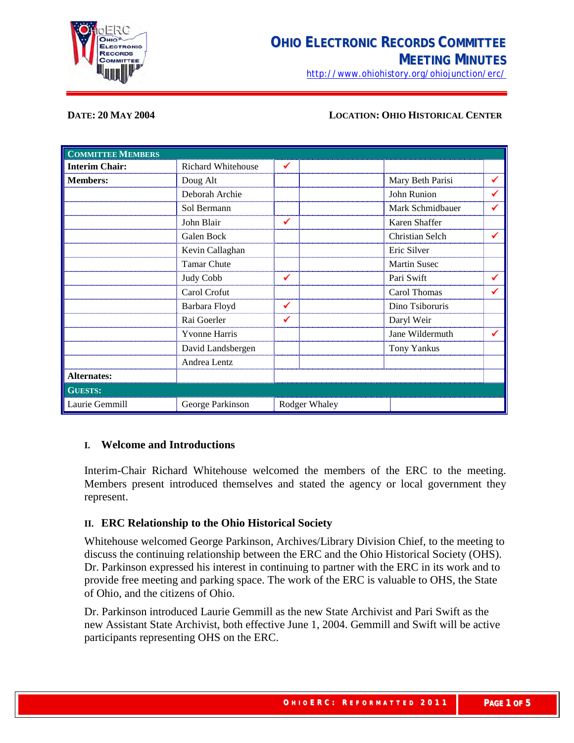# OHIO ELECTRONIC RECORDS COMMITTEE
## MEETING MINUTES

http://www.ohiohistory.org/ohiojunction/erc/

**DATE: 20 MAY 2004** **LOCATION: OHIO HISTORICAL CENTER**

| COMMITTEE MEMBERS | | | | | |
|---|---|---|---|---|---|
| **Interim Chair:** | Richard Whitehouse | ✓ | | | |
| **Members:** | Doug Alt | | | Mary Beth Parisi | ✓ |
| | Deborah Archie | | | John Runion | ✓ |
| | Sol Bermann | | | Mark Schmidbauer | ✓ |
| | John Blair | ✓ | | Karen Shaffer | |
| | Galen Bock | | | Christian Selch | ✓ |
| | Kevin Callaghan | | | Eric Silver | |
| | Tamar Chute | | | Martin Susec | |
| | Judy Cobb | ✓ | | Pari Swift | ✓ |
| | Carol Crofut | | | Carol Thomas | ✓ |
| | Barbara Floyd | ✓ | | Dino Tsiboruris | |
| | Rai Goerler | ✓ | | Daryl Weir | |
| | Yvonne Harris | | | Jane Wildermuth | ✓ |
| | David Landsbergen | | | Tony Yankus | |
| | Andrea Lentz | | | | |
| **Alternates:** | | | | | |
| **GUESTS:** | | | | | |
| Laurie Gemmill | George Parkinson | Rodger Whaley | | | |

### I. Welcome and Introductions

Interim-Chair Richard Whitehouse welcomed the members of the ERC to the meeting. Members present introduced themselves and stated the agency or local government they represent.

### II. ERC Relationship to the Ohio Historical Society

Whitehouse welcomed George Parkinson, Archives/Library Division Chief, to the meeting to discuss the continuing relationship between the ERC and the Ohio Historical Society (OHS). Dr. Parkinson expressed his interest in continuing to partner with the ERC in its work and to provide free meeting and parking space. The work of the ERC is valuable to OHS, the State of Ohio, and the citizens of Ohio.

Dr. Parkinson introduced Laurie Gemmill as the new State Archivist and Pari Swift as the new Assistant State Archivist, both effective June 1, 2004. Gemmill and Swift will be active participants representing OHS on the ERC.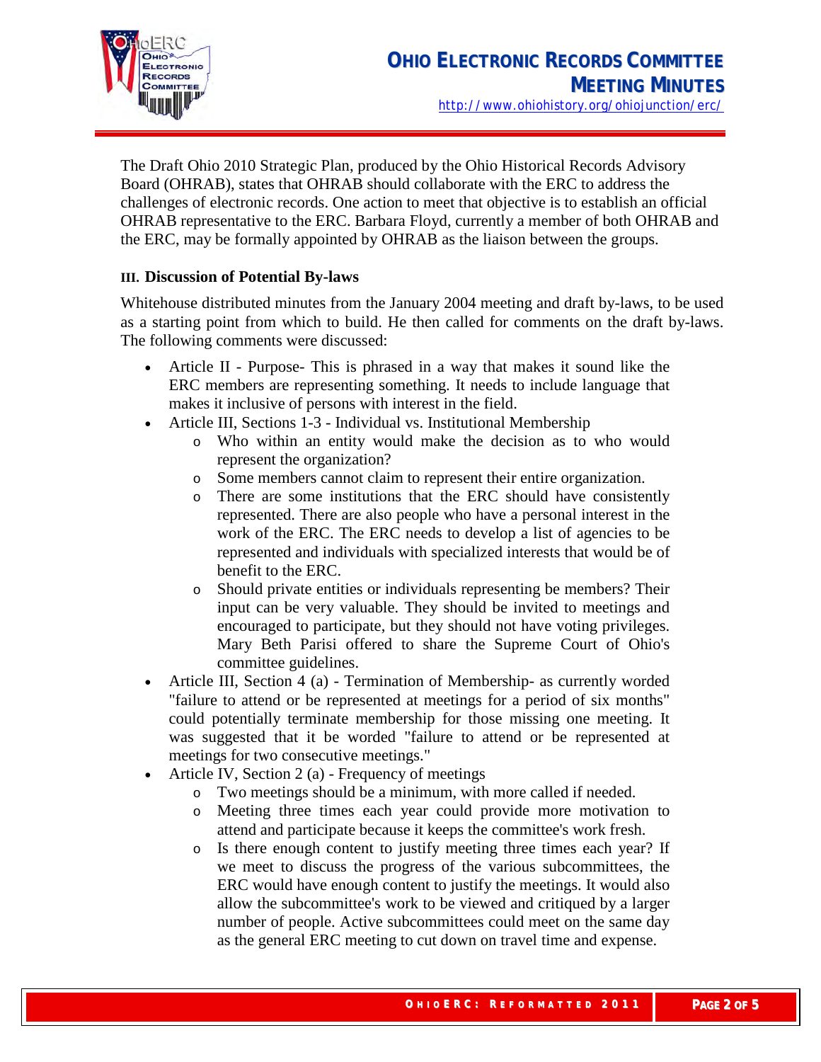The Draft Ohio 2010 Strategic Plan, produced by the Ohio Historical Records Advisory Board (OHRAB), states that OHRAB should collaborate with the ERC to address the challenges of electronic records. One action to meet that objective is to establish an official OHRAB representative to the ERC. Barbara Floyd, currently a member of both OHRAB and the ERC, may be formally appointed by OHRAB as the liaison between the groups.

### III. Discussion of Potential By-laws

Whitehouse distributed minutes from the January 2004 meeting and draft by-laws, to be used as a starting point from which to build. He then called for comments on the draft by-laws. The following comments were discussed:

- Article II - Purpose- This is phrased in a way that makes it sound like the ERC members are representing something. It needs to include language that makes it inclusive of persons with interest in the field.
- Article III, Sections 1-3 - Individual vs. Institutional Membership
  - Who within an entity would make the decision as to who would represent the organization?
  - Some members cannot claim to represent their entire organization.
  - There are some institutions that the ERC should have consistently represented. There are also people who have a personal interest in the work of the ERC. The ERC needs to develop a list of agencies to be represented and individuals with specialized interests that would be of benefit to the ERC.
  - Should private entities or individuals representing be members? Their input can be very valuable. They should be invited to meetings and encouraged to participate, but they should not have voting privileges. Mary Beth Parisi offered to share the Supreme Court of Ohio's committee guidelines.
- Article III, Section 4 (a) - Termination of Membership- as currently worded "failure to attend or be represented at meetings for a period of six months" could potentially terminate membership for those missing one meeting. It was suggested that it be worded "failure to attend or be represented at meetings for two consecutive meetings."
- Article IV, Section 2 (a) - Frequency of meetings
  - Two meetings should be a minimum, with more called if needed.
  - Meeting three times each year could provide more motivation to attend and participate because it keeps the committee's work fresh.
  - Is there enough content to justify meeting three times each year? If we meet to discuss the progress of the various subcommittees, the ERC would have enough content to justify the meetings. It would also allow the subcommittee's work to be viewed and critiqued by a larger number of people. Active subcommittees could meet on the same day as the general ERC meeting to cut down on travel time and expense.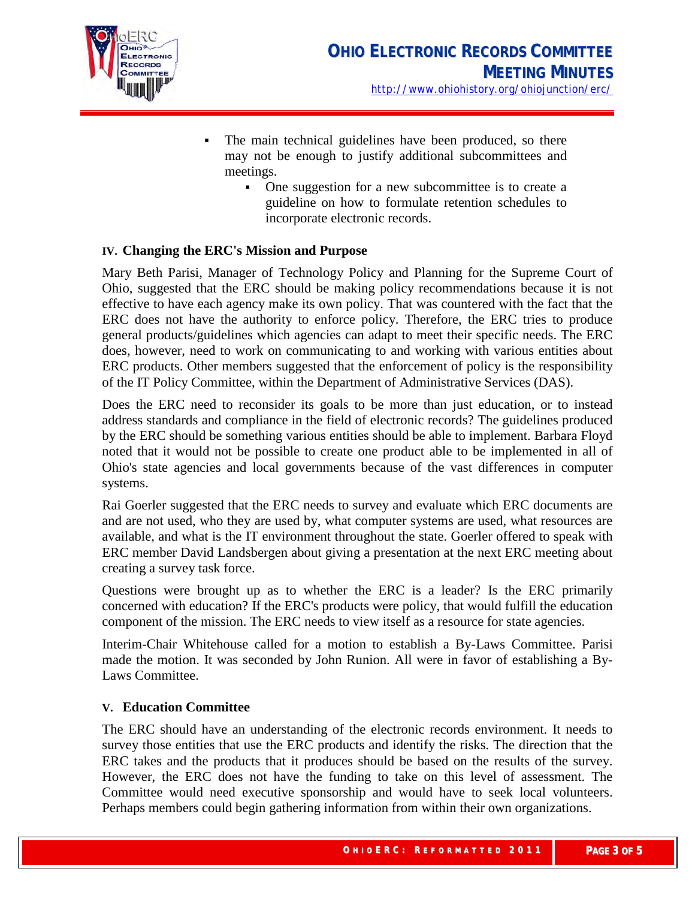- The main technical guidelines have been produced, so there may not be enough to justify additional subcommittees and meetings.
  - One suggestion for a new subcommittee is to create a guideline on how to formulate retention schedules to incorporate electronic records.

## IV. Changing the ERC's Mission and Purpose

Mary Beth Parisi, Manager of Technology Policy and Planning for the Supreme Court of Ohio, suggested that the ERC should be making policy recommendations because it is not effective to have each agency make its own policy. That was countered with the fact that the ERC does not have the authority to enforce policy. Therefore, the ERC tries to produce general products/guidelines which agencies can adapt to meet their specific needs. The ERC does, however, need to work on communicating to and working with various entities about ERC products. Other members suggested that the enforcement of policy is the responsibility of the IT Policy Committee, within the Department of Administrative Services (DAS).

Does the ERC need to reconsider its goals to be more than just education, or to instead address standards and compliance in the field of electronic records? The guidelines produced by the ERC should be something various entities should be able to implement. Barbara Floyd noted that it would not be possible to create one product able to be implemented in all of Ohio's state agencies and local governments because of the vast differences in computer systems.

Rai Goerler suggested that the ERC needs to survey and evaluate which ERC documents are and are not used, who they are used by, what computer systems are used, what resources are available, and what is the IT environment throughout the state. Goerler offered to speak with ERC member David Landsbergen about giving a presentation at the next ERC meeting about creating a survey task force.

Questions were brought up as to whether the ERC is a leader? Is the ERC primarily concerned with education? If the ERC's products were policy, that would fulfill the education component of the mission. The ERC needs to view itself as a resource for state agencies.

Interim-Chair Whitehouse called for a motion to establish a By-Laws Committee. Parisi made the motion. It was seconded by John Runion. All were in favor of establishing a By-Laws Committee.

## V. Education Committee

The ERC should have an understanding of the electronic records environment. It needs to survey those entities that use the ERC products and identify the risks. The direction that the ERC takes and the products that it produces should be based on the results of the survey. However, the ERC does not have the funding to take on this level of assessment. The Committee would need executive sponsorship and would have to seek local volunteers. Perhaps members could begin gathering information from within their own organizations.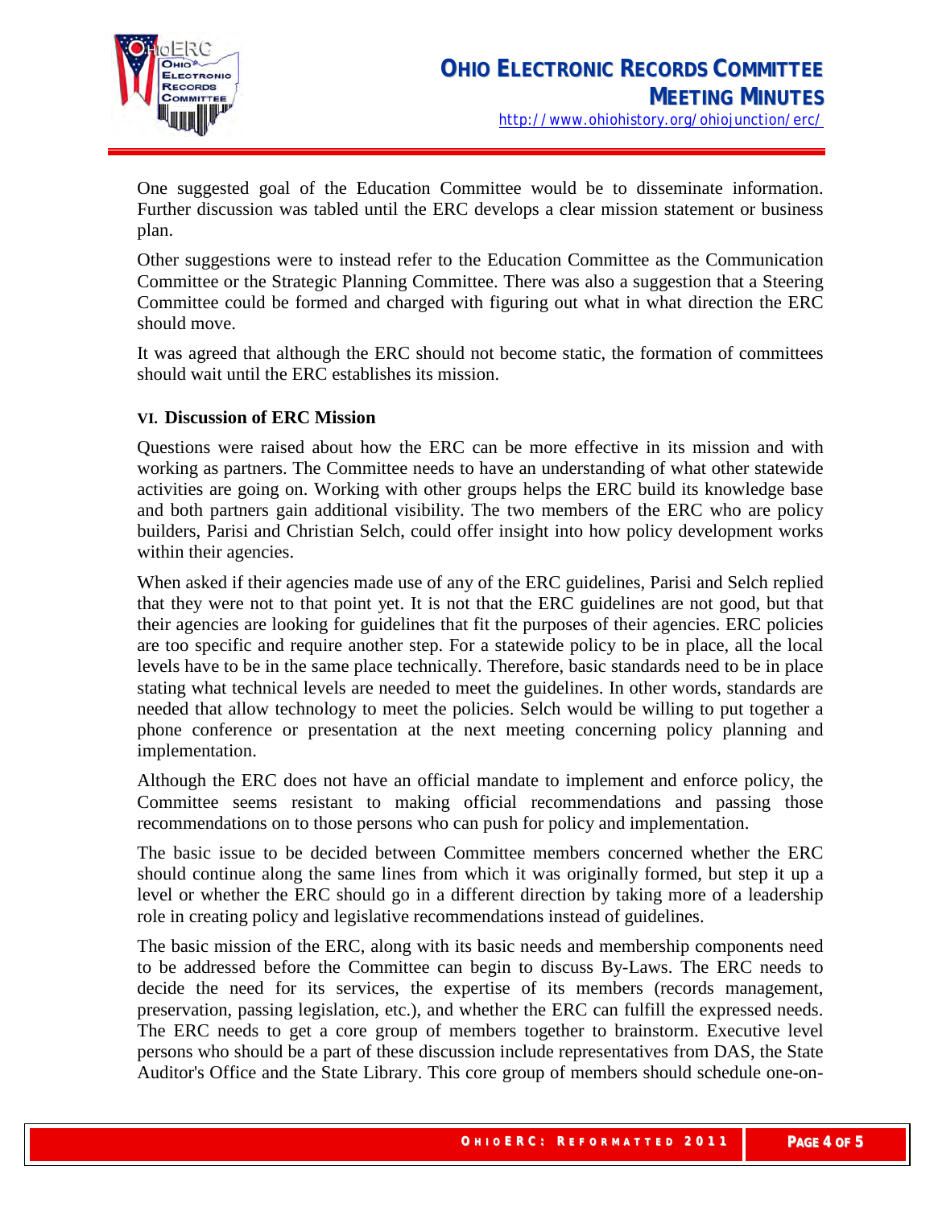One suggested goal of the Education Committee would be to disseminate information. Further discussion was tabled until the ERC develops a clear mission statement or business plan.

Other suggestions were to instead refer to the Education Committee as the Communication Committee or the Strategic Planning Committee. There was also a suggestion that a Steering Committee could be formed and charged with figuring out what in what direction the ERC should move.

It was agreed that although the ERC should not become static, the formation of committees should wait until the ERC establishes its mission.

### VI. Discussion of ERC Mission

Questions were raised about how the ERC can be more effective in its mission and with working as partners. The Committee needs to have an understanding of what other statewide activities are going on. Working with other groups helps the ERC build its knowledge base and both partners gain additional visibility. The two members of the ERC who are policy builders, Parisi and Christian Selch, could offer insight into how policy development works within their agencies.

When asked if their agencies made use of any of the ERC guidelines, Parisi and Selch replied that they were not to that point yet. It is not that the ERC guidelines are not good, but that their agencies are looking for guidelines that fit the purposes of their agencies. ERC policies are too specific and require another step. For a statewide policy to be in place, all the local levels have to be in the same place technically. Therefore, basic standards need to be in place stating what technical levels are needed to meet the guidelines. In other words, standards are needed that allow technology to meet the policies. Selch would be willing to put together a phone conference or presentation at the next meeting concerning policy planning and implementation.

Although the ERC does not have an official mandate to implement and enforce policy, the Committee seems resistant to making official recommendations and passing those recommendations on to those persons who can push for policy and implementation.

The basic issue to be decided between Committee members concerned whether the ERC should continue along the same lines from which it was originally formed, but step it up a level or whether the ERC should go in a different direction by taking more of a leadership role in creating policy and legislative recommendations instead of guidelines.

The basic mission of the ERC, along with its basic needs and membership components need to be addressed before the Committee can begin to discuss By-Laws. The ERC needs to decide the need for its services, the expertise of its members (records management, preservation, passing legislation, etc.), and whether the ERC can fulfill the expressed needs. The ERC needs to get a core group of members together to brainstorm. Executive level persons who should be a part of these discussion include representatives from DAS, the State Auditor's Office and the State Library. This core group of members should schedule one-on-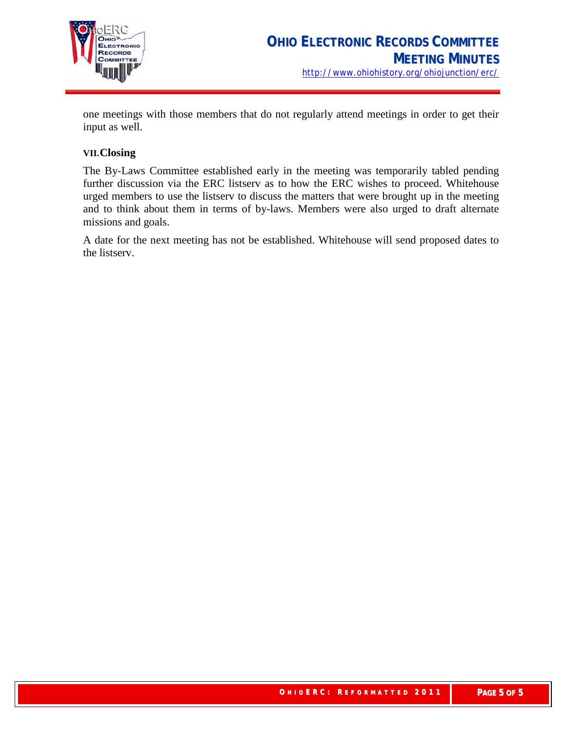one meetings with those members that do not regularly attend meetings in order to get their input as well.

### VII. Closing

The By-Laws Committee established early in the meeting was temporarily tabled pending further discussion via the ERC listserv as to how the ERC wishes to proceed. Whitehouse urged members to use the listserv to discuss the matters that were brought up in the meeting and to think about them in terms of by-laws. Members were also urged to draft alternate missions and goals.

A date for the next meeting has not be established. Whitehouse will send proposed dates to the listserv.